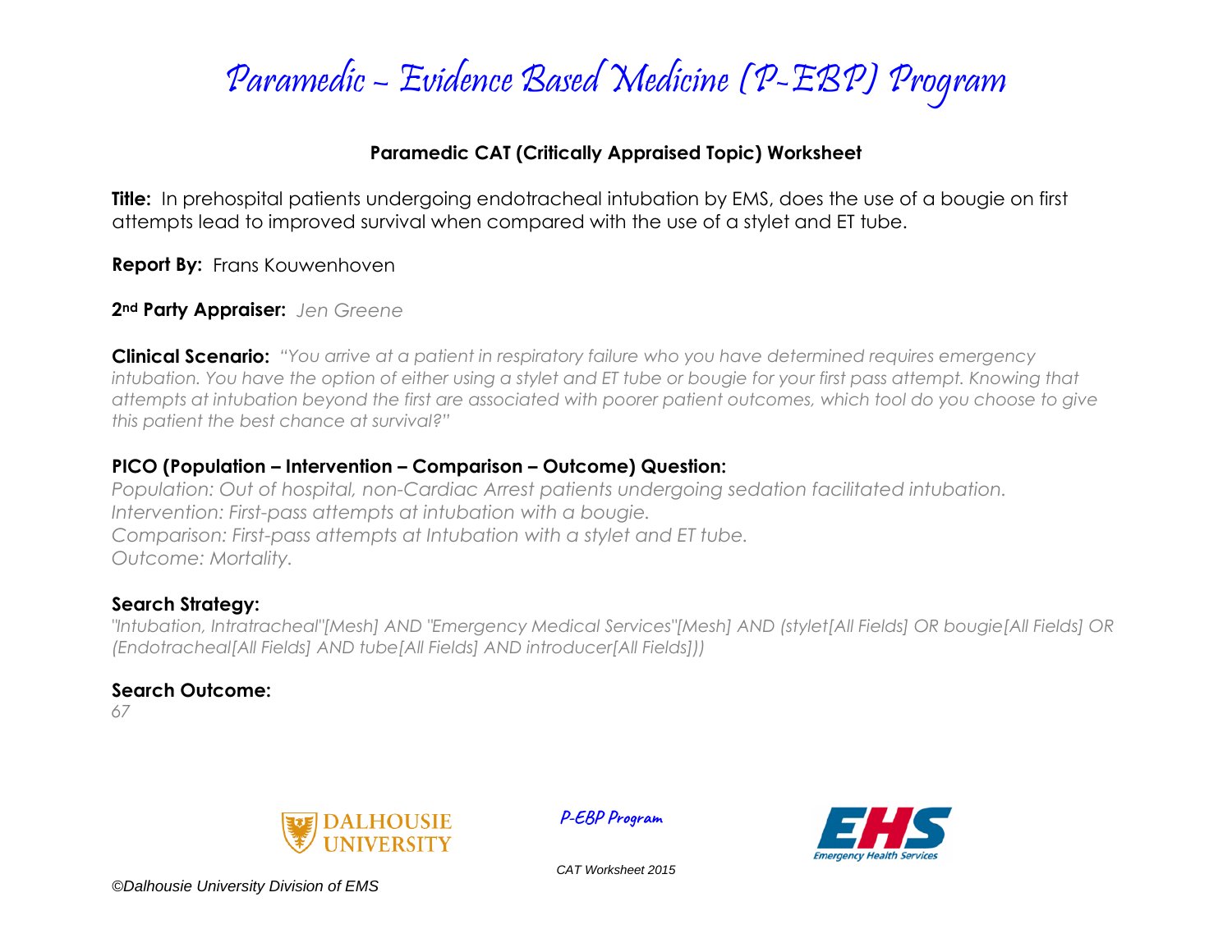# Paramedic – Evidence Based Medicine (P-EBP) Program

**Paramedic CAT (Critically Appraised Topic) Worksheet**

**Title:** In prehospital patients undergoing endotracheal intubation by EMS, does the use of a bougie on first attempts lead to improved survival when compared with the use of a stylet and ET tube.

**Report By:** Frans Kouwenhoven

**2nd Party Appraiser:** *Jen Greene*

**Clinical Scenario:** *"You arrive at a patient in respiratory failure who you have determined requires emergency intubation. You have the option of either using a stylet and ET tube or bougie for your first pass attempt. Knowing that attempts at intubation beyond the first are associated with poorer patient outcomes, which tool do you choose to give this patient the best chance at survival?"*

### PICO (Population – Intervention – Comparison – Outcome) Question:

*Population: Out of hospital, non-Cardiac Arrest patients undergoing sedation facilitated intubation.*
*Intervention: First-pass attempts at intubation with a bougie.*
*Comparison: First-pass attempts at Intubation with a stylet and ET tube.*
*Outcome: Mortality.*

### Search Strategy:

*"Intubation, Intratracheal"[Mesh] AND "Emergency Medical Services"[Mesh] AND (stylet[All Fields] OR bougie[All Fields] OR (Endotracheal[All Fields] AND tube[All Fields] AND introducer[All Fields]))*

### Search Outcome:

*67*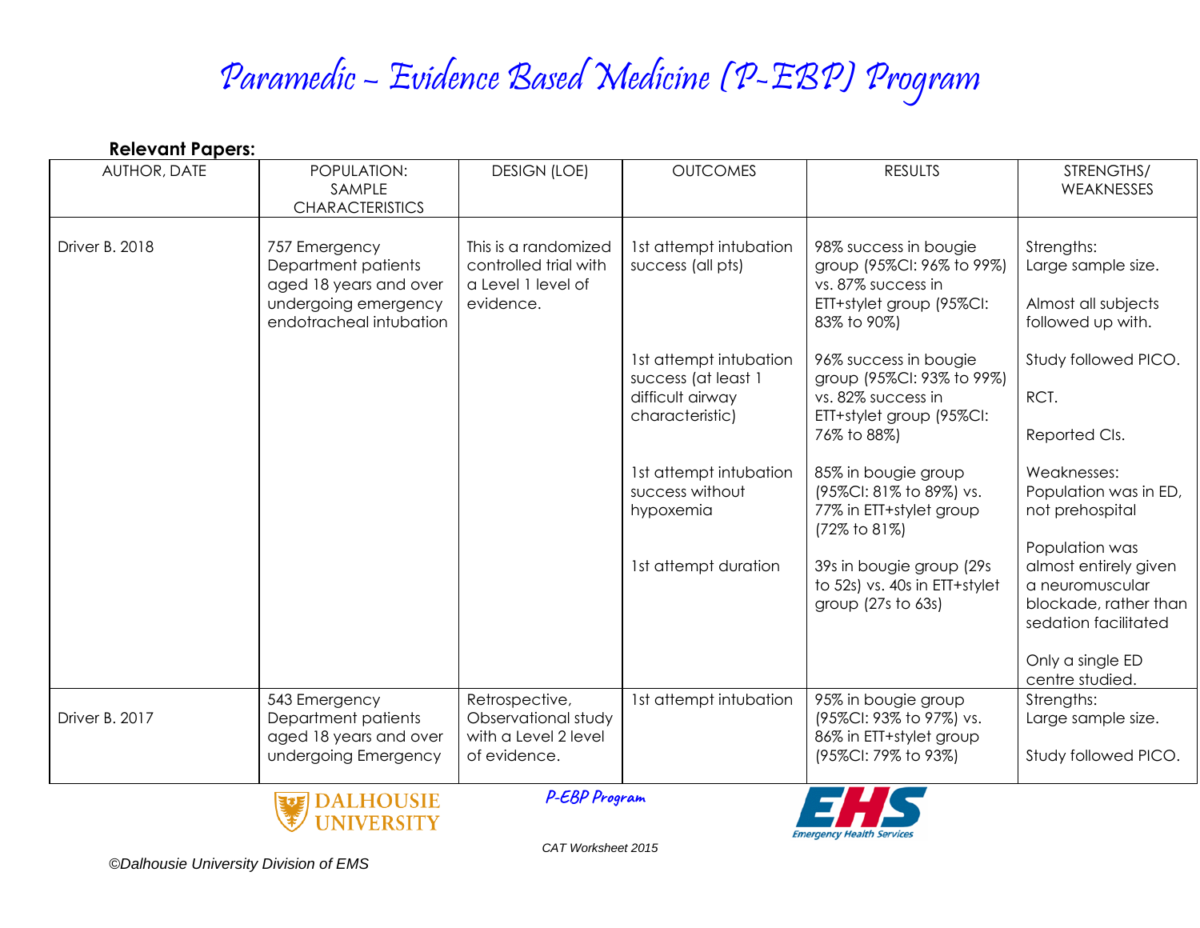# Paramedic – Evidence Based Medicine (P-EBP) Program

**Relevant Papers:**

| AUTHOR, DATE | POPULATION: SAMPLE CHARACTERISTICS | DESIGN (LOE) | OUTCOMES | RESULTS | STRENGTHS/ WEAKNESSES |
|---|---|---|---|---|---|
| Driver B. 2018 | 757 Emergency Department patients aged 18 years and over undergoing emergency endotracheal intubation | This is a randomized controlled trial with a Level 1 level of evidence. | 1st attempt intubation success (all pts) | 98% success in bougie group (95%CI: 96% to 99%) vs. 87% success in ETT+stylet group (95%CI: 83% to 90%) | Strengths: Large sample size. Almost all subjects followed up with. |
| | | | 1st attempt intubation success (at least 1 difficult airway characteristic) | 96% success in bougie group (95%CI: 93% to 99%) vs. 82% success in ETT+stylet group (95%CI: 76% to 88%) | Study followed PICO. RCT. Reported CIs. |
| | | | 1st attempt intubation success without hypoxemia | 85% in bougie group (95%CI: 81% to 89%) vs. 77% in ETT+stylet group (72% to 81%) | Weaknesses: Population was in ED, not prehospital |
| | | | 1st attempt duration | 39s in bougie group (29s to 52s) vs. 40s in ETT+stylet group (27s to 63s) | Population was almost entirely given a neuromuscular blockade, rather than sedation facilitated. Only a single ED centre studied. |
| Driver B. 2017 | 543 Emergency Department patients aged 18 years and over undergoing Emergency | Retrospective, Observational study with a Level 2 level of evidence. | 1st attempt intubation | 95% in bougie group (95%CI: 93% to 97%) vs. 86% in ETT+stylet group (95%CI: 79% to 93%) | Strengths: Large sample size. Study followed PICO. |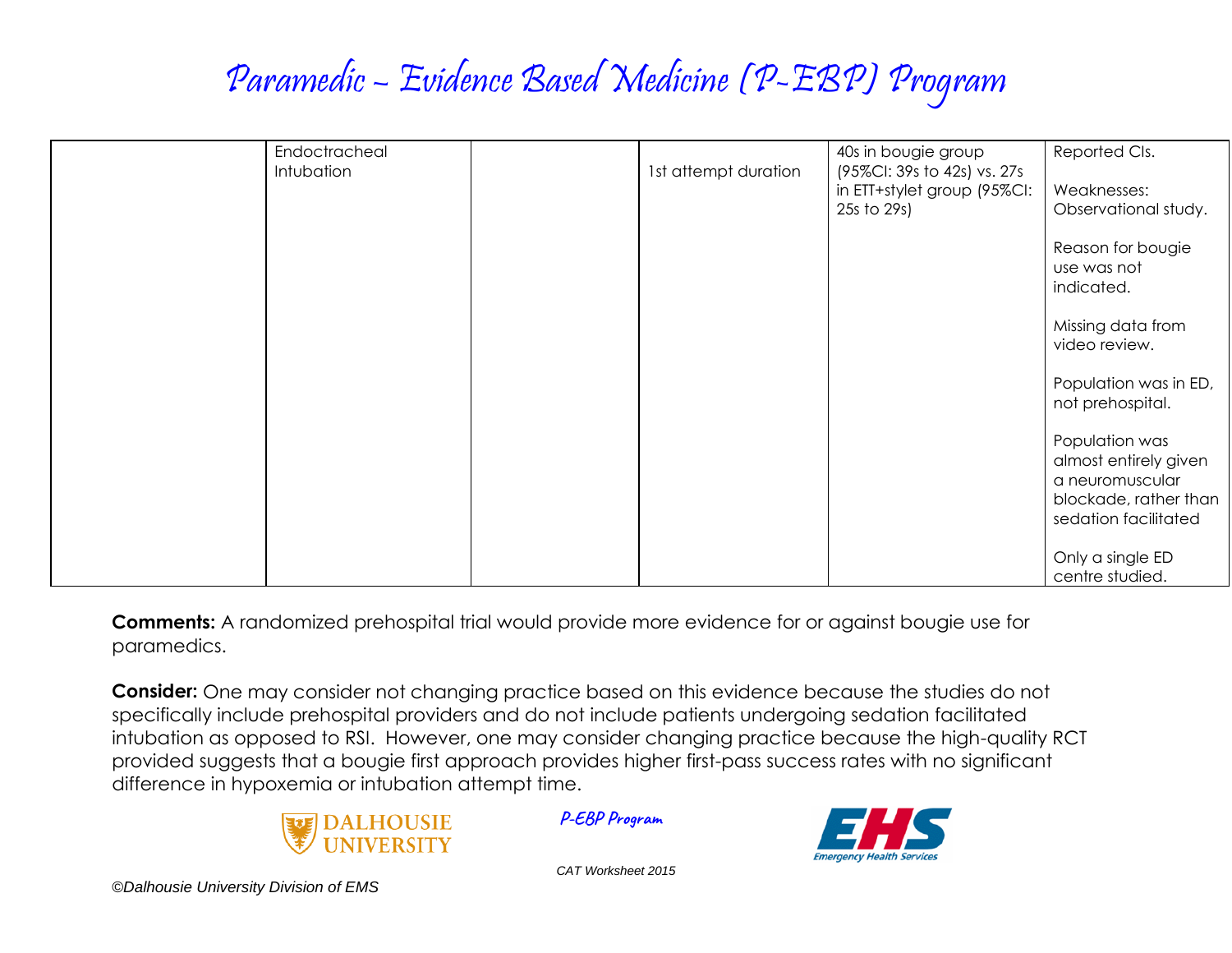# Paramedic – Evidence Based Medicine (P-EBP) Program

| | | | | | |
|---|---|---|---|---|---|
| | Endoctracheal Intubation | | 1st attempt duration | 40s in bougie group (95%CI: 39s to 42s) vs. 27s in ETT+stylet group (95%CI: 25s to 29s) | Reported CIs.<br><br>Weaknesses: Observational study.<br><br>Reason for bougie use was not indicated.<br><br>Missing data from video review.<br><br>Population was in ED, not prehospital.<br><br>Population was almost entirely given a neuromuscular blockade, rather than sedation facilitated<br><br>Only a single ED centre studied. |

**Comments:** A randomized prehospital trial would provide more evidence for or against bougie use for paramedics.

**Consider:** One may consider not changing practice based on this evidence because the studies do not specifically include prehospital providers and do not include patients undergoing sedation facilitated intubation as opposed to RSI. However, one may consider changing practice because the high-quality RCT provided suggests that a bougie first approach provides higher first-pass success rates with no significant difference in hypoxemia or intubation attempt time.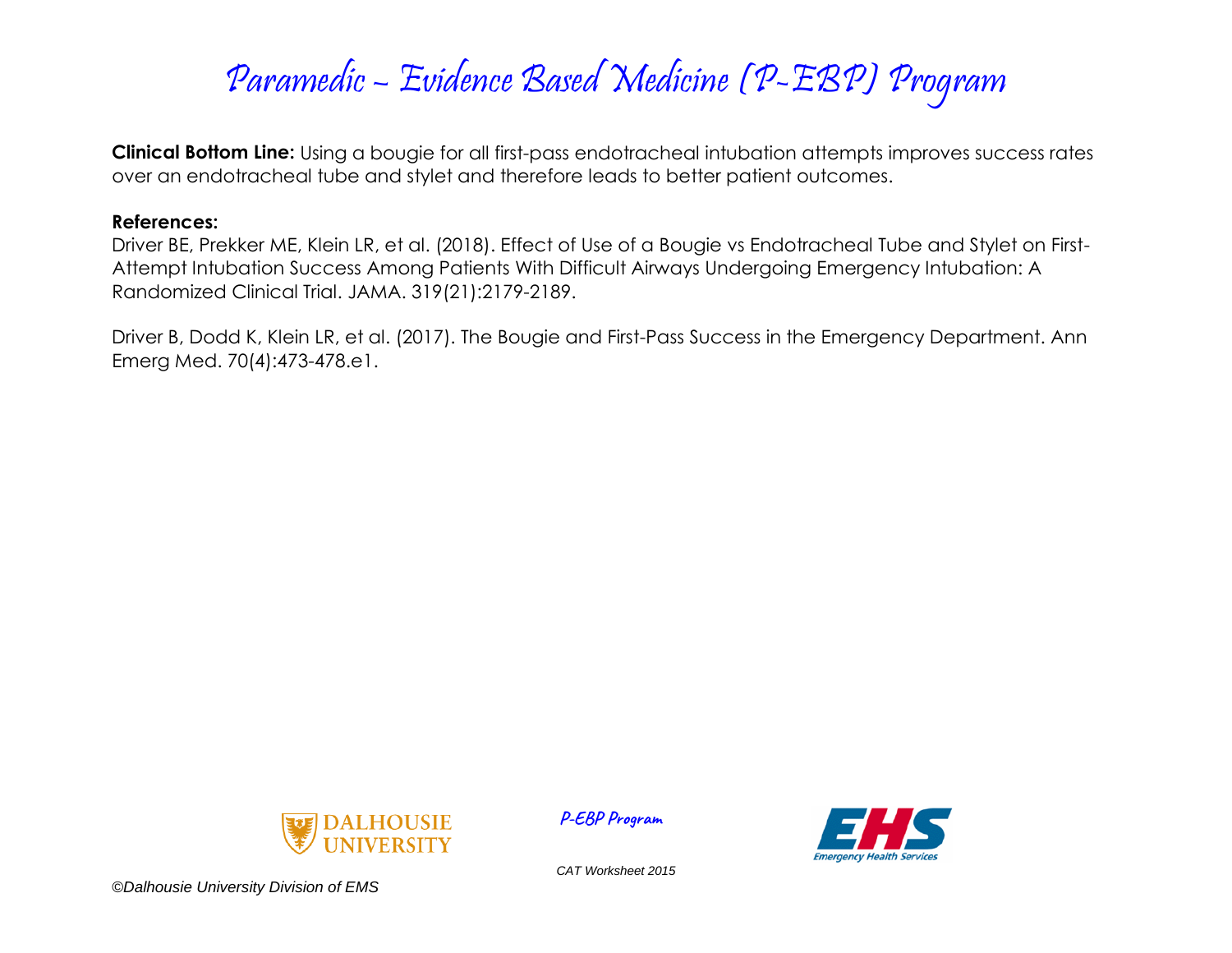**Clinical Bottom Line:** Using a bougie for all first-pass endotracheal intubation attempts improves success rates over an endotracheal tube and stylet and therefore leads to better patient outcomes.

**References:**

Driver BE, Prekker ME, Klein LR, et al. (2018). Effect of Use of a Bougie vs Endotracheal Tube and Stylet on First-Attempt Intubation Success Among Patients With Difficult Airways Undergoing Emergency Intubation: A Randomized Clinical Trial. JAMA. 319(21):2179-2189.

Driver B, Dodd K, Klein LR, et al. (2017). The Bougie and First-Pass Success in the Emergency Department. Ann Emerg Med. 70(4):473-478.e1.